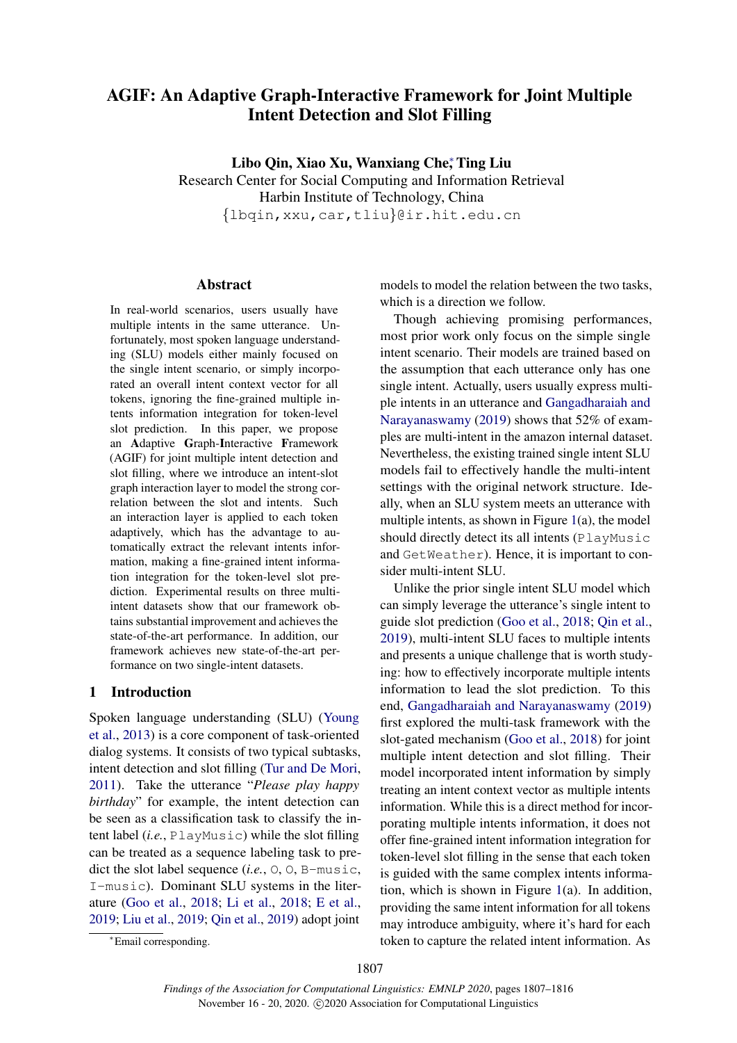# AGIF: An Adaptive Graph-Interactive Framework for Joint Multiple Intent Detection and Slot Filling

**Libo Qin, Xiao Xu, Wanxiang Che[*], Ting Liu**
Research Center for Social Computing and Information Retrieval
Harbin Institute of Technology, China
{lbqin,xxu,car,tliu}@ir.hit.edu.cn

## Abstract

In real-world scenarios, users usually have multiple intents in the same utterance. Unfortunately, most spoken language understanding (SLU) models either mainly focused on the single intent scenario, or simply incorporated an overall intent context vector for all tokens, ignoring the fine-grained multiple intents information integration for token-level slot prediction. In this paper, we propose an **A**daptive **G**raph-**I**nteractive **F**ramework (AGIF) for joint multiple intent detection and slot filling, where we introduce an intent-slot graph interaction layer to model the strong correlation between the slot and intents. Such an interaction layer is applied to each token adaptively, which has the advantage to automatically extract the relevant intents information, making a fine-grained intent information integration for the token-level slot prediction. Experimental results on three multi-intent datasets show that our framework obtains substantial improvement and achieves the state-of-the-art performance. In addition, our framework achieves new state-of-the-art performance on two single-intent datasets.

## 1 Introduction

Spoken language understanding (SLU) (Young et al., 2013) is a core component of task-oriented dialog systems. It consists of two typical subtasks, intent detection and slot filling (Tur and De Mori, 2011). Take the utterance "*Please play happy birthday*" for example, the intent detection can be seen as a classification task to classify the intent label (*i.e.*, `PlayMusic`) while the slot filling can be treated as a sequence labeling task to predict the slot label sequence (*i.e.*, `O`, `O`, `B-music`, `I-music`). Dominant SLU systems in the literature (Goo et al., 2018; Li et al., 2018; E et al., 2019; Liu et al., 2019; Qin et al., 2019) adopt joint models to model the relation between the two tasks, which is a direction we follow.

Though achieving promising performances, most prior work only focus on the simple single intent scenario. Their models are trained based on the assumption that each utterance only has one single intent. Actually, users usually express multiple intents in an utterance and Gangadharaiah and Narayanaswamy (2019) shows that 52% of examples are multi-intent in the amazon internal dataset. Nevertheless, the existing trained single intent SLU models fail to effectively handle the multi-intent settings with the original network structure. Ideally, when an SLU system meets an utterance with multiple intents, as shown in Figure 1(a), the model should directly detect its all intents (`PlayMusic` and `GetWeather`). Hence, it is important to consider multi-intent SLU.

Unlike the prior single intent SLU model which can simply leverage the utterance's single intent to guide slot prediction (Goo et al., 2018; Qin et al., 2019), multi-intent SLU faces to multiple intents and presents a unique challenge that is worth studying: how to effectively incorporate multiple intents information to lead the slot prediction. To this end, Gangadharaiah and Narayanaswamy (2019) first explored the multi-task framework with the slot-gated mechanism (Goo et al., 2018) for joint multiple intent detection and slot filling. Their model incorporated intent information by simply treating an intent context vector as multiple intents information. While this is a direct method for incorporating multiple intents information, it does not offer fine-grained intent information integration for token-level slot filling in the sense that each token is guided with the same complex intents information, which is shown in Figure 1(a). In addition, providing the same intent information for all tokens may introduce ambiguity, where it's hard for each token to capture the related intent information. As

[*]Email corresponding.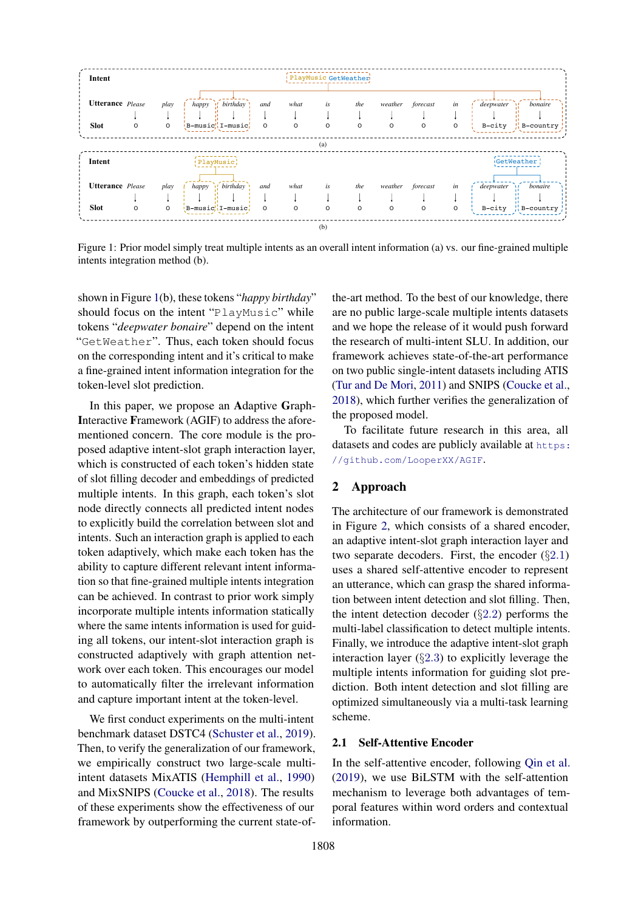Figure 1: Prior model simply treat multiple intents as an overall intent information (a) vs. our fine-grained multiple intents integration method (b).

shown in Figure 1(b), these tokens "*happy birthday*" should focus on the intent "PlayMusic" while tokens "*deepwater bonaire*" depend on the intent "GetWeather". Thus, each token should focus on the corresponding intent and it's critical to make a fine-grained intent information integration for the token-level slot prediction.

In this paper, we propose an **A**daptive **G**raph-**I**nteractive **F**ramework (AGIF) to address the aforementioned concern. The core module is the proposed adaptive intent-slot graph interaction layer, which is constructed of each token's hidden state of slot filling decoder and embeddings of predicted multiple intents. In this graph, each token's slot node directly connects all predicted intent nodes to explicitly build the correlation between slot and intents. Such an interaction graph is applied to each token adaptively, which make each token has the ability to capture different relevant intent information so that fine-grained multiple intents integration can be achieved. In contrast to prior work simply incorporate multiple intents information statically where the same intents information is used for guiding all tokens, our intent-slot interaction graph is constructed adaptively with graph attention network over each token. This encourages our model to automatically filter the irrelevant information and capture important intent at the token-level.

We first conduct experiments on the multi-intent benchmark dataset DSTC4 (Schuster et al., 2019). Then, to verify the generalization of our framework, we empirically construct two large-scale multi-intent datasets MixATIS (Hemphill et al., 1990) and MixSNIPS (Coucke et al., 2018). The results of these experiments show the effectiveness of our framework by outperforming the current state-of-the-art method. To the best of our knowledge, there are no public large-scale multiple intents datasets and we hope the release of it would push forward the research of multi-intent SLU. In addition, our framework achieves state-of-the-art performance on two public single-intent datasets including ATIS (Tur and De Mori, 2011) and SNIPS (Coucke et al., 2018), which further verifies the generalization of the proposed model.

To facilitate future research in this area, all datasets and codes are publicly available at https://github.com/LooperXX/AGIF.

## 2 Approach

The architecture of our framework is demonstrated in Figure 2, which consists of a shared encoder, an adaptive intent-slot graph interaction layer and two separate decoders. First, the encoder (§2.1) uses a shared self-attentive encoder to represent an utterance, which can grasp the shared information between intent detection and slot filling. Then, the intent detection decoder (§2.2) performs the multi-label classification to detect multiple intents. Finally, we introduce the adaptive intent-slot graph interaction layer (§2.3) to explicitly leverage the multiple intents information for guiding slot prediction. Both intent detection and slot filling are optimized simultaneously via a multi-task learning scheme.

### 2.1 Self-Attentive Encoder

In the self-attentive encoder, following Qin et al. (2019), we use BiLSTM with the self-attention mechanism to leverage both advantages of temporal features within word orders and contextual information.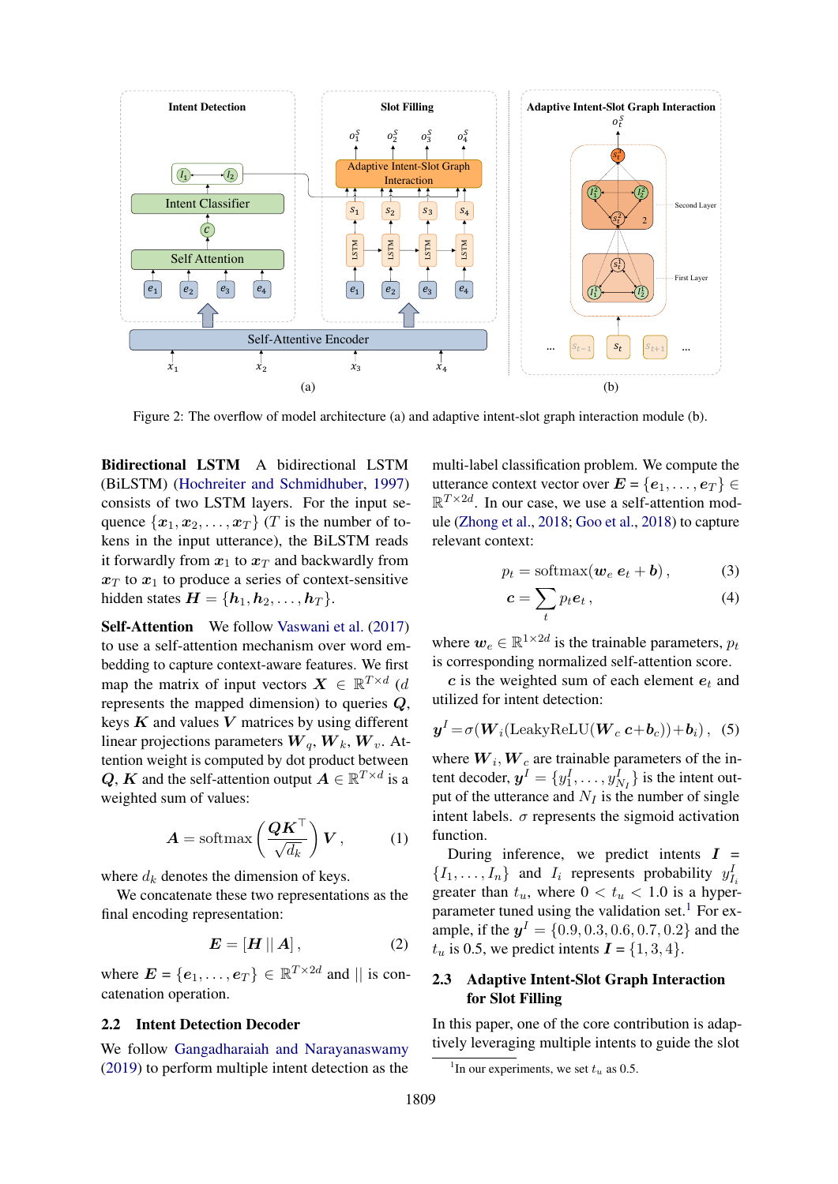Figure 2: The overflow of model architecture (a) and adaptive intent-slot graph interaction module (b).

**Bidirectional LSTM** A bidirectional LSTM (BiLSTM) (Hochreiter and Schmidhuber, 1997) consists of two LSTM layers. For the input sequence $\{\boldsymbol{x}_1, \boldsymbol{x}_2, \ldots, \boldsymbol{x}_T\}$ ($T$ is the number of tokens in the input utterance), the BiLSTM reads it forwardly from $\boldsymbol{x}_1$ to $\boldsymbol{x}_T$ and backwardly from $\boldsymbol{x}_T$ to $\boldsymbol{x}_1$ to produce a series of context-sensitive hidden states $\boldsymbol{H} = \{\boldsymbol{h}_1, \boldsymbol{h}_2, \ldots, \boldsymbol{h}_T\}$.

**Self-Attention** We follow Vaswani et al. (2017) to use a self-attention mechanism over word embedding to capture context-aware features. We first map the matrix of input vectors $\boldsymbol{X} \in \mathbb{R}^{T \times d}$ ($d$ represents the mapped dimension) to queries $\boldsymbol{Q}$, keys $\boldsymbol{K}$ and values $\boldsymbol{V}$ matrices by using different linear projections parameters $\boldsymbol{W}_q, \boldsymbol{W}_k, \boldsymbol{W}_v$. Attention weight is computed by dot product between $\boldsymbol{Q}$, $\boldsymbol{K}$ and the self-attention output $\boldsymbol{A} \in \mathbb{R}^{T \times d}$ is a weighted sum of values:

$$\boldsymbol{A} = \mathrm{softmax}\left(\frac{\boldsymbol{Q}\boldsymbol{K}^{\top}}{\sqrt{d_k}}\right)\boldsymbol{V}, \tag{1}$$

where $d_k$ denotes the dimension of keys.

We concatenate these two representations as the final encoding representation:

$$\boldsymbol{E} = [\boldsymbol{H} \,||\, \boldsymbol{A}], \tag{2}$$

where $\boldsymbol{E} = \{\boldsymbol{e}_1, \ldots, \boldsymbol{e}_T\} \in \mathbb{R}^{T \times 2d}$ and $||$ is concatenation operation.

## 2.2 Intent Detection Decoder

We follow Gangadharaiah and Narayanaswamy (2019) to perform multiple intent detection as the multi-label classification problem. We compute the utterance context vector over $\boldsymbol{E} = \{\boldsymbol{e}_1, \ldots, \boldsymbol{e}_T\} \in \mathbb{R}^{T \times 2d}$. In our case, we use a self-attention module (Zhong et al., 2018; Goo et al., 2018) to capture relevant context:

$$p_t = \mathrm{softmax}(\boldsymbol{w}_e \, \boldsymbol{e}_t + \boldsymbol{b}), \tag{3}$$

$$\boldsymbol{c} = \sum_t p_t \boldsymbol{e}_t, \tag{4}$$

where $\boldsymbol{w}_e \in \mathbb{R}^{1 \times 2d}$ is the trainable parameters, $p_t$ is corresponding normalized self-attention score.

$\boldsymbol{c}$ is the weighted sum of each element $\boldsymbol{e}_t$ and utilized for intent detection:

$$\boldsymbol{y}^I = \sigma(\boldsymbol{W}_i(\mathrm{LeakyReLU}(\boldsymbol{W}_c \, \boldsymbol{c} + \boldsymbol{b}_c)) + \boldsymbol{b}_i), \tag{5}$$

where $\boldsymbol{W}_i, \boldsymbol{W}_c$ are trainable parameters of the intent decoder, $\boldsymbol{y}^I = \{y_1^I, \ldots, y_{N_I}^I\}$ is the intent output of the utterance and $N_I$ is the number of single intent labels. $\sigma$ represents the sigmoid activation function.

During inference, we predict intents $\boldsymbol{I} = \{I_1, \ldots, I_n\}$ and $I_i$ represents probability $y_{I_i}^I$ greater than $t_u$, where $0 < t_u < 1.0$ is a hyper-parameter tuned using the validation set.[1] For example, if the $\boldsymbol{y}^I = \{0.9, 0.3, 0.6, 0.7, 0.2\}$ and the $t_u$ is 0.5, we predict intents $\boldsymbol{I} = \{1, 3, 4\}$.

## 2.3 Adaptive Intent-Slot Graph Interaction for Slot Filling

In this paper, one of the core contribution is adaptively leveraging multiple intents to guide the slot

[1] In our experiments, we set $t_u$ as 0.5.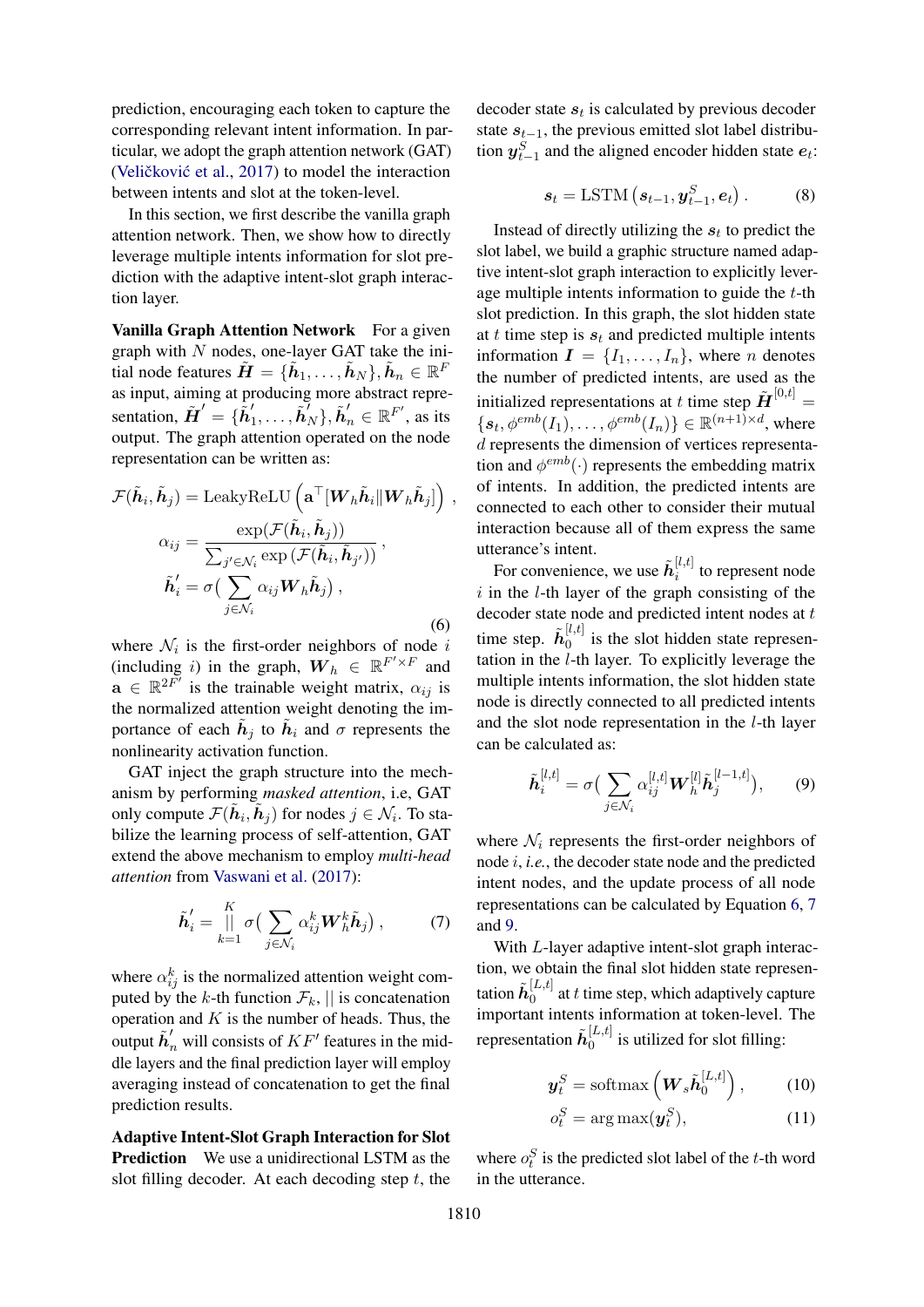prediction, encouraging each token to capture the corresponding relevant intent information. In particular, we adopt the graph attention network (GAT) (Veličković et al., 2017) to model the interaction between intents and slot at the token-level.

In this section, we first describe the vanilla graph attention network. Then, we show how to directly leverage multiple intents information for slot prediction with the adaptive intent-slot graph interaction layer.

**Vanilla Graph Attention Network** For a given graph with $N$ nodes, one-layer GAT take the initial node features $\tilde{\boldsymbol{H}} = \{\tilde{\boldsymbol{h}}_1, \ldots, \tilde{\boldsymbol{h}}_N\}, \tilde{\boldsymbol{h}}_n \in \mathbb{R}^F$ as input, aiming at producing more abstract representation, $\tilde{\boldsymbol{H}}^{'} = \{\tilde{\boldsymbol{h}}_1^{'}, \ldots, \tilde{\boldsymbol{h}}_N^{'}\}, \tilde{\boldsymbol{h}}_n^{'} \in \mathbb{R}^{F'}$, as its output. The graph attention operated on the node representation can be written as:

$$
\begin{aligned}
\mathcal{F}(\tilde{\boldsymbol{h}}_i, \tilde{\boldsymbol{h}}_j) &= \text{LeakyReLU}\left(\mathbf{a}^\top [\boldsymbol{W}_h \tilde{\boldsymbol{h}}_i \| \boldsymbol{W}_h \tilde{\boldsymbol{h}}_j]\right), \\
\alpha_{ij} &= \frac{\exp(\mathcal{F}(\tilde{\boldsymbol{h}}_i, \tilde{\boldsymbol{h}}_j))}{\sum_{j' \in \mathcal{N}_i} \exp(\mathcal{F}(\tilde{\boldsymbol{h}}_i, \tilde{\boldsymbol{h}}_{j'}))}, \\
\tilde{\boldsymbol{h}}_i^{'} &= \sigma\big(\sum_{j \in \mathcal{N}_i} \alpha_{ij} \boldsymbol{W}_h \tilde{\boldsymbol{h}}_j\big),
\end{aligned}
\tag{6}
$$

where $\mathcal{N}_i$ is the first-order neighbors of node $i$ (including $i$) in the graph, $\boldsymbol{W}_h \in \mathbb{R}^{F' \times F}$ and $\mathbf{a} \in \mathbb{R}^{2F'}$ is the trainable weight matrix, $\alpha_{ij}$ is the normalized attention weight denoting the importance of each $\tilde{\boldsymbol{h}}_j$ to $\tilde{\boldsymbol{h}}_i$ and $\sigma$ represents the nonlinearity activation function.

GAT inject the graph structure into the mechanism by performing *masked attention*, i.e, GAT only compute $\mathcal{F}(\tilde{\boldsymbol{h}}_i, \tilde{\boldsymbol{h}}_j)$ for nodes $j \in \mathcal{N}_i$. To stabilize the learning process of self-attention, GAT extend the above mechanism to employ *multi-head attention* from Vaswani et al. (2017):

$$
\tilde{\boldsymbol{h}}_i^{'} = \mathop{\Big\|}_{k=1}^{K} \sigma\big(\sum_{j \in \mathcal{N}_i} \alpha_{ij}^k \boldsymbol{W}_h^k \tilde{\boldsymbol{h}}_j\big), \tag{7}
$$

where $\alpha_{ij}^k$ is the normalized attention weight computed by the $k$-th function $\mathcal{F}_k$, $||$ is concatenation operation and $K$ is the number of heads. Thus, the output $\tilde{\boldsymbol{h}}_n^{'}$ will consists of $KF'$ features in the middle layers and the final prediction layer will employ averaging instead of concatenation to get the final prediction results.

**Adaptive Intent-Slot Graph Interaction for Slot Prediction** We use a unidirectional LSTM as the slot filling decoder. At each decoding step $t$, the decoder state $\boldsymbol{s}_t$ is calculated by previous decoder state $\boldsymbol{s}_{t-1}$, the previous emitted slot label distribution $\boldsymbol{y}_{t-1}^S$ and the aligned encoder hidden state $\boldsymbol{e}_t$:

$$
\boldsymbol{s}_t = \text{LSTM}\left(\boldsymbol{s}_{t-1}, \boldsymbol{y}_{t-1}^S, \boldsymbol{e}_t\right). \tag{8}
$$

Instead of directly utilizing the $\boldsymbol{s}_t$ to predict the slot label, we build a graphic structure named adaptive intent-slot graph interaction to explicitly leverage multiple intents information to guide the $t$-th slot prediction. In this graph, the slot hidden state at $t$ time step is $\boldsymbol{s}_t$ and predicted multiple intents information $\boldsymbol{I} = \{I_1, \ldots, I_n\}$, where $n$ denotes the number of predicted intents, are used as the initialized representations at $t$ time step $\tilde{\boldsymbol{H}}^{[0,t]} = \{\boldsymbol{s}_t, \phi^{emb}(I_1), \ldots, \phi^{emb}(I_n)\} \in \mathbb{R}^{(n+1) \times d}$, where $d$ represents the dimension of vertices representation and $\phi^{emb}(\cdot)$ represents the embedding matrix of intents. In addition, the predicted intents are connected to each other to consider their mutual interaction because all of them express the same utterance's intent.

For convenience, we use $\tilde{\boldsymbol{h}}_i^{[l,t]}$ to represent node $i$ in the $l$-th layer of the graph consisting of the decoder state node and predicted intent nodes at $t$ time step. $\tilde{\boldsymbol{h}}_0^{[l,t]}$ is the slot hidden state representation in the $l$-th layer. To explicitly leverage the multiple intents information, the slot hidden state node is directly connected to all predicted intents and the slot node representation in the $l$-th layer can be calculated as:

$$
\tilde{\boldsymbol{h}}_i^{[l,t]} = \sigma\big(\sum_{j \in \mathcal{N}_i} \alpha_{ij}^{[l,t]} \boldsymbol{W}_h^{[l]} \tilde{\boldsymbol{h}}_j^{[l-1,t]}\big), \tag{9}
$$

where $\mathcal{N}_i$ represents the first-order neighbors of node $i$, *i.e.*, the decoder state node and the predicted intent nodes, and the update process of all node representations can be calculated by Equation 6, 7 and 9.

With $L$-layer adaptive intent-slot graph interaction, we obtain the final slot hidden state representation $\tilde{\boldsymbol{h}}_0^{[L,t]}$ at $t$ time step, which adaptively capture important intents information at token-level. The representation $\tilde{\boldsymbol{h}}_0^{[L,t]}$ is utilized for slot filling:

$$
\boldsymbol{y}_t^S = \text{softmax}\left(\boldsymbol{W}_s \tilde{\boldsymbol{h}}_0^{[L,t]}\right), \tag{10}
$$

$$
o_t^S = \arg\max(\boldsymbol{y}_t^S), \tag{11}
$$

where $o_t^S$ is the predicted slot label of the $t$-th word in the utterance.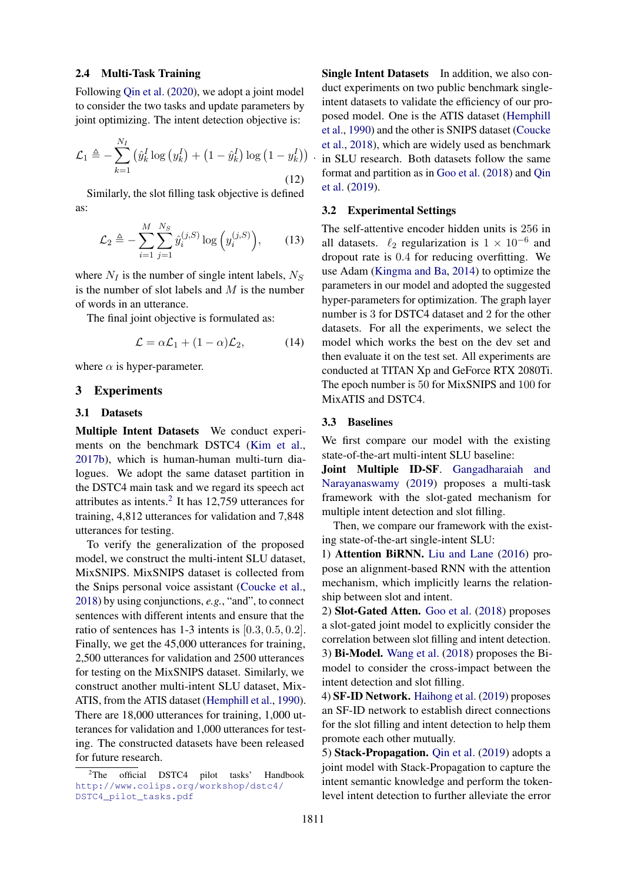## 2.4 Multi-Task Training

Following Qin et al. (2020), we adopt a joint model to consider the two tasks and update parameters by joint optimizing. The intent detection objective is:

$$\mathcal{L}_1 \triangleq -\sum_{k=1}^{N_I} \left( \hat{y}_k^I \log \left( y_k^I \right) + \left( 1 - \hat{y}_k^I \right) \log \left( 1 - y_k^I \right) \right) . \tag{12}$$

Similarly, the slot filling task objective is defined as:

$$\mathcal{L}_2 \triangleq -\sum_{i=1}^{M} \sum_{j=1}^{N_S} \hat{y}_i^{(j,S)} \log \left( y_i^{(j,S)} \right), \tag{13}$$

where $N_I$ is the number of single intent labels, $N_S$ is the number of slot labels and $M$ is the number of words in an utterance.

The final joint objective is formulated as:

$$\mathcal{L} = \alpha \mathcal{L}_1 + (1 - \alpha) \mathcal{L}_2, \tag{14}$$

where $\alpha$ is hyper-parameter.

# 3 Experiments

## 3.1 Datasets

**Multiple Intent Datasets** We conduct experiments on the benchmark DSTC4 (Kim et al., 2017b), which is human-human multi-turn dialogues. We adopt the same dataset partition in the DSTC4 main task and we regard its speech act attributes as intents.[2] It has 12,759 utterances for training, 4,812 utterances for validation and 7,848 utterances for testing.

To verify the generalization of the proposed model, we construct the multi-intent SLU dataset, MixSNIPS. MixSNIPS dataset is collected from the Snips personal voice assistant (Coucke et al., 2018) by using conjunctions, *e.g.*, "and", to connect sentences with different intents and ensure that the ratio of sentences has 1-3 intents is $[0.3, 0.5, 0.2]$. Finally, we get the 45,000 utterances for training, 2,500 utterances for validation and 2500 utterances for testing on the MixSNIPS dataset. Similarly, we construct another multi-intent SLU dataset, MixATIS, from the ATIS dataset (Hemphill et al., 1990). There are 18,000 utterances for training, 1,000 utterances for validation and 1,000 utterances for testing. The constructed datasets have been released for future research.

[2] The official DSTC4 pilot tasks' Handbook http://www.colips.org/workshop/dstc4/DSTC4_pilot_tasks.pdf

**Single Intent Datasets** In addition, we also conduct experiments on two public benchmark single-intent datasets to validate the efficiency of our proposed model. One is the ATIS dataset (Hemphill et al., 1990) and the other is SNIPS dataset (Coucke et al., 2018), which are widely used as benchmark in SLU research. Both datasets follow the same format and partition as in Goo et al. (2018) and Qin et al. (2019).

## 3.2 Experimental Settings

The self-attentive encoder hidden units is 256 in all datasets. $\ell_2$ regularization is $1 \times 10^{-6}$ and dropout rate is 0.4 for reducing overfitting. We use Adam (Kingma and Ba, 2014) to optimize the parameters in our model and adopted the suggested hyper-parameters for optimization. The graph layer number is 3 for DSTC4 dataset and 2 for the other datasets. For all the experiments, we select the model which works the best on the dev set and then evaluate it on the test set. All experiments are conducted at TITAN Xp and GeForce RTX 2080Ti. The epoch number is 50 for MixSNIPS and 100 for MixATIS and DSTC4.

## 3.3 Baselines

We first compare our model with the existing state-of-the-art multi-intent SLU baseline:

**Joint Multiple ID-SF**. Gangadharaiah and Narayanaswamy (2019) proposes a multi-task framework with the slot-gated mechanism for multiple intent detection and slot filling.

Then, we compare our framework with the existing state-of-the-art single-intent SLU:

1) **Attention BiRNN.** Liu and Lane (2016) propose an alignment-based RNN with the attention mechanism, which implicitly learns the relationship between slot and intent.

2) **Slot-Gated Atten.** Goo et al. (2018) proposes a slot-gated joint model to explicitly consider the correlation between slot filling and intent detection.

3) **Bi-Model.** Wang et al. (2018) proposes the Bi-model to consider the cross-impact between the intent detection and slot filling.

4) **SF-ID Network.** Haihong et al. (2019) proposes an SF-ID network to establish direct connections for the slot filling and intent detection to help them promote each other mutually.

5) **Stack-Propagation.** Qin et al. (2019) adopts a joint model with Stack-Propagation to capture the intent semantic knowledge and perform the token-level intent detection to further alleviate the error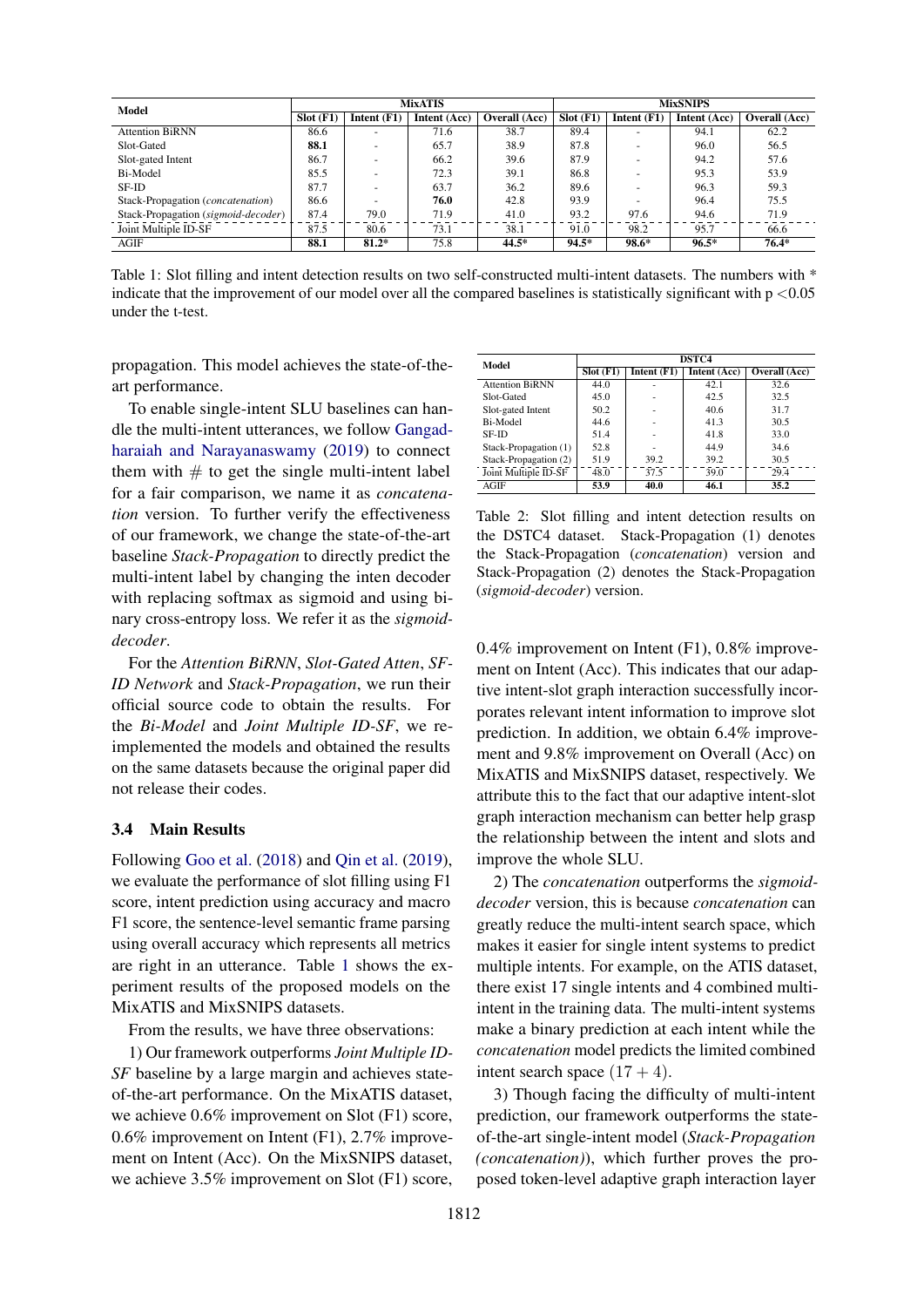| Model | MixATIS | | | | MixSNIPS | | | |
|---|---|---|---|---|---|---|---|---|
| | Slot (F1) | Intent (F1) | Intent (Acc) | Overall (Acc) | Slot (F1) | Intent (F1) | Intent (Acc) | Overall (Acc) |
| Attention BiRNN | 86.6 | - | 71.6 | 38.7 | 89.4 | - | 94.1 | 62.2 |
| Slot-Gated | **88.1** | - | 65.7 | 38.9 | 87.8 | - | 96.0 | 56.5 |
| Slot-gated Intent | 86.7 | - | 66.2 | 39.6 | 87.9 | - | 94.2 | 57.6 |
| Bi-Model | 85.5 | - | 72.3 | 39.1 | 86.8 | - | 95.3 | 53.9 |
| SF-ID | 87.7 | - | 63.7 | 36.2 | 89.6 | - | 96.3 | 59.3 |
| Stack-Propagation (*concatenation*) | 86.6 | - | **76.0** | 42.8 | 93.9 | - | 96.4 | 75.5 |
| Stack-Propagation (*sigmoid-decoder*) | 87.4 | 79.0 | 71.9 | 41.0 | 93.2 | 97.6 | 94.6 | 71.9 |
| Joint Multiple ID-SF | 87.5 | 80.6 | 73.1 | 38.1 | 91.0 | 98.2 | 95.7 | 66.6 |
| AGIF | **88.1** | **81.2*** | 75.8 | **44.5*** | **94.5*** | **98.6*** | **96.5*** | **76.4*** |

Table 1: Slot filling and intent detection results on two self-constructed multi-intent datasets. The numbers with * indicate that the improvement of our model over all the compared baselines is statistically significant with $p < 0.05$ under the t-test.

propagation. This model achieves the state-of-the-art performance.

To enable single-intent SLU baselines can handle the multi-intent utterances, we follow Gangadharaiah and Narayanaswamy (2019) to connect them with # to get the single multi-intent label for a fair comparison, we name it as *concatenation* version. To further verify the effectiveness of our framework, we change the state-of-the-art baseline *Stack-Propagation* to directly predict the multi-intent label by changing the inten decoder with replacing softmax as sigmoid and using binary cross-entropy loss. We refer it as the *sigmoid-decoder*.

For the *Attention BiRNN*, *Slot-Gated Atten*, *SF-ID Network* and *Stack-Propagation*, we run their official source code to obtain the results. For the *Bi-Model* and *Joint Multiple ID-SF*, we re-implemented the models and obtained the results on the same datasets because the original paper did not release their codes.

### 3.4 Main Results

Following Goo et al. (2018) and Qin et al. (2019), we evaluate the performance of slot filling using F1 score, intent prediction using accuracy and macro F1 score, the sentence-level semantic frame parsing using overall accuracy which represents all metrics are right in an utterance. Table 1 shows the experiment results of the proposed models on the MixATIS and MixSNIPS datasets.

From the results, we have three observations:

1) Our framework outperforms *Joint Multiple ID-SF* baseline by a large margin and achieves state-of-the-art performance. On the MixATIS dataset, we achieve 0.6% improvement on Slot (F1) score, 0.6% improvement on Intent (F1), 2.7% improvement on Intent (Acc). On the MixSNIPS dataset, we achieve 3.5% improvement on Slot (F1) score, 0.4% improvement on Intent (F1), 0.8% improvement on Intent (Acc). This indicates that our adaptive intent-slot graph interaction successfully incorporates relevant intent information to improve slot prediction. In addition, we obtain 6.4% improvement and 9.8% improvement on Overall (Acc) on MixATIS and MixSNIPS dataset, respectively. We attribute this to the fact that our adaptive intent-slot graph interaction mechanism can better help grasp the relationship between the intent and slots and improve the whole SLU.

| Model | DSTC4 | | | |
|---|---|---|---|---|
| | Slot (F1) | Intent (F1) | Intent (Acc) | Overall (Acc) |
| Attention BiRNN | 44.0 | - | 42.1 | 32.6 |
| Slot-Gated | 45.0 | - | 42.5 | 32.5 |
| Slot-gated Intent | 50.2 | - | 40.6 | 31.7 |
| Bi-Model | 44.6 | - | 41.3 | 30.5 |
| SF-ID | 51.4 | - | 41.8 | 33.0 |
| Stack-Propagation (1) | 52.8 | - | 44.9 | 34.6 |
| Stack-Propagation (2) | 51.9 | 39.2 | 39.2 | 30.5 |
| Joint Multiple ID-SF | 48.0 | 37.5 | 39.0 | 29.4 |
| AGIF | **53.9** | **40.0** | **46.1** | **35.2** |

Table 2: Slot filling and intent detection results on the DSTC4 dataset. Stack-Propagation (1) denotes the Stack-Propagation (*concatenation*) version and Stack-Propagation (2) denotes the Stack-Propagation (*sigmoid-decoder*) version.

2) The *concatenation* outperforms the *sigmoid-decoder* version, this is because *concatenation* can greatly reduce the multi-intent search space, which makes it easier for single intent systems to predict multiple intents. For example, on the ATIS dataset, there exist 17 single intents and 4 combined multi-intent in the training data. The multi-intent systems make a binary prediction at each intent while the *concatenation* model predicts the limited combined intent search space $(17 + 4)$.

3) Though facing the difficulty of multi-intent prediction, our framework outperforms the state-of-the-art single-intent model (*Stack-Propagation (concatenation)*), which further proves the proposed token-level adaptive graph interaction layer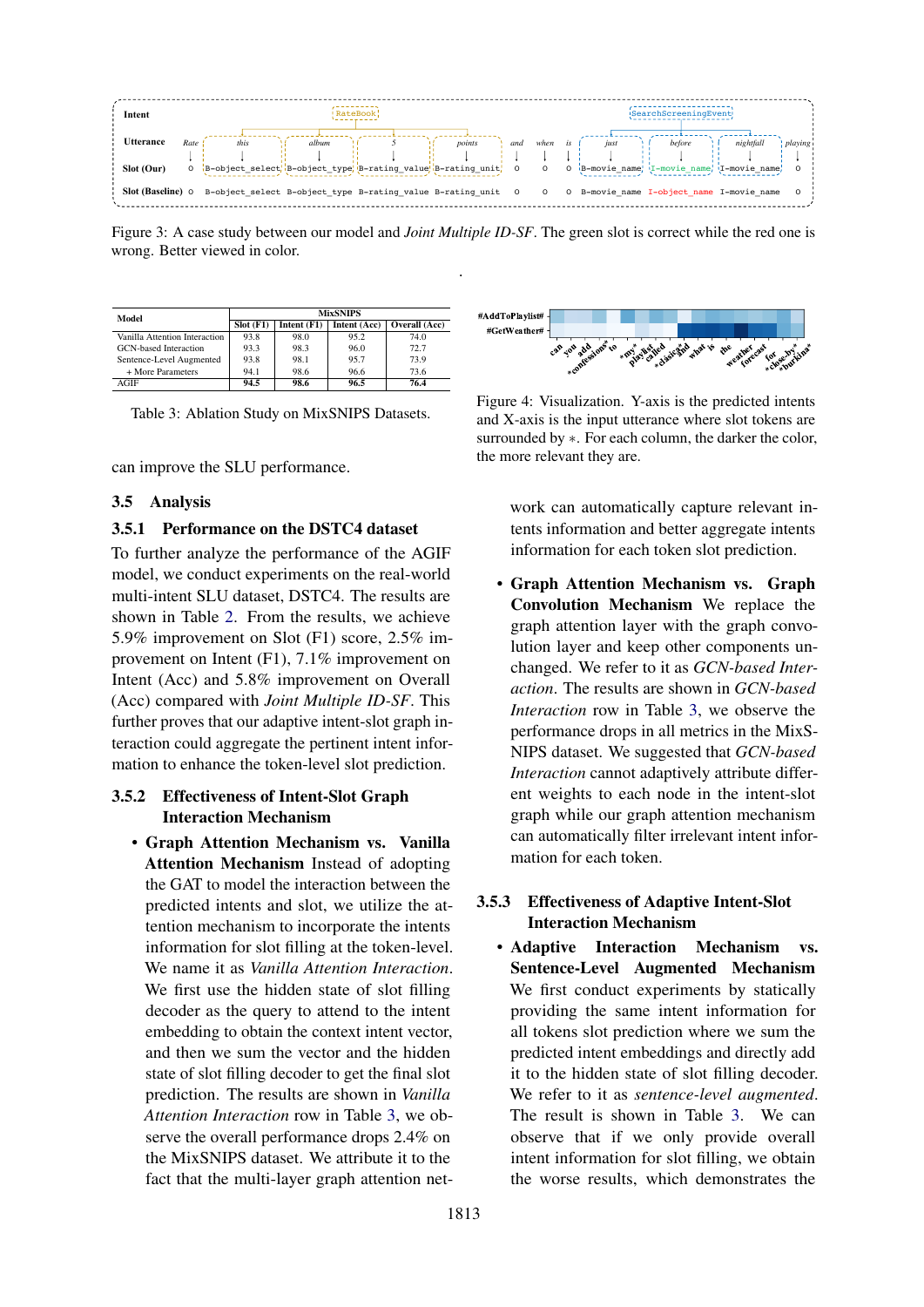Figure 3: A case study between our model and *Joint Multiple ID-SF*. The green slot is correct while the red one is wrong. Better viewed in color.

| Model | MixSNIPS | | | |
|---|---|---|---|---|
| | Slot (F1) | Intent (F1) | Intent (Acc) | Overall (Acc) |
| Vanilla Attention Interaction | 93.8 | 98.0 | 95.2 | 74.0 |
| GCN-based Interaction | 93.3 | 98.3 | 96.0 | 72.7 |
| Sentence-Level Augmented | 93.8 | 98.1 | 95.7 | 73.9 |
| + More Parameters | 94.1 | 98.6 | 96.6 | 73.6 |
| AGIF | **94.5** | **98.6** | **96.5** | **76.4** |

Table 3: Ablation Study on MixSNIPS Datasets.

Figure 4: Visualization. Y-axis is the predicted intents and X-axis is the input utterance where slot tokens are surrounded by ∗. For each column, the darker the color, the more relevant they are.

can improve the SLU performance.

## 3.5 Analysis

### 3.5.1 Performance on the DSTC4 dataset

To further analyze the performance of the AGIF model, we conduct experiments on the real-world multi-intent SLU dataset, DSTC4. The results are shown in Table 2. From the results, we achieve 5.9% improvement on Slot (F1) score, 2.5% improvement on Intent (F1), 7.1% improvement on Intent (Acc) and 5.8% improvement on Overall (Acc) compared with *Joint Multiple ID-SF*. This further proves that our adaptive intent-slot graph interaction could aggregate the pertinent intent information to enhance the token-level slot prediction.

### 3.5.2 Effectiveness of Intent-Slot Graph Interaction Mechanism

- **Graph Attention Mechanism vs. Vanilla Attention Mechanism** Instead of adopting the GAT to model the interaction between the predicted intents and slot, we utilize the attention mechanism to incorporate the intents information for slot filling at the token-level. We name it as *Vanilla Attention Interaction*. We first use the hidden state of slot filling decoder as the query to attend to the intent embedding to obtain the context intent vector, and then we sum the vector and the hidden state of slot filling decoder to get the final slot prediction. The results are shown in *Vanilla Attention Interaction* row in Table 3, we observe the overall performance drops 2.4% on the MixSNIPS dataset. We attribute it to the fact that the multi-layer graph attention network can automatically capture relevant intents information and better aggregate intents information for each token slot prediction.

- **Graph Attention Mechanism vs. Graph Convolution Mechanism** We replace the graph attention layer with the graph convolution layer and keep other components unchanged. We refer to it as *GCN-based Interaction*. The results are shown in *GCN-based Interaction* row in Table 3, we observe the performance drops in all metrics in the MixSNIPS dataset. We suggested that *GCN-based Interaction* cannot adaptively attribute different weights to each node in the intent-slot graph while our graph attention mechanism can automatically filter irrelevant intent information for each token.

### 3.5.3 Effectiveness of Adaptive Intent-Slot Interaction Mechanism

- **Adaptive Interaction Mechanism vs. Sentence-Level Augmented Mechanism** We first conduct experiments by statically providing the same intent information for all tokens slot prediction where we sum the predicted intent embeddings and directly add it to the hidden state of slot filling decoder. We refer to it as *sentence-level augmented*. The result is shown in Table 3. We can observe that if we only provide overall intent information for slot filling, we obtain the worse results, which demonstrates the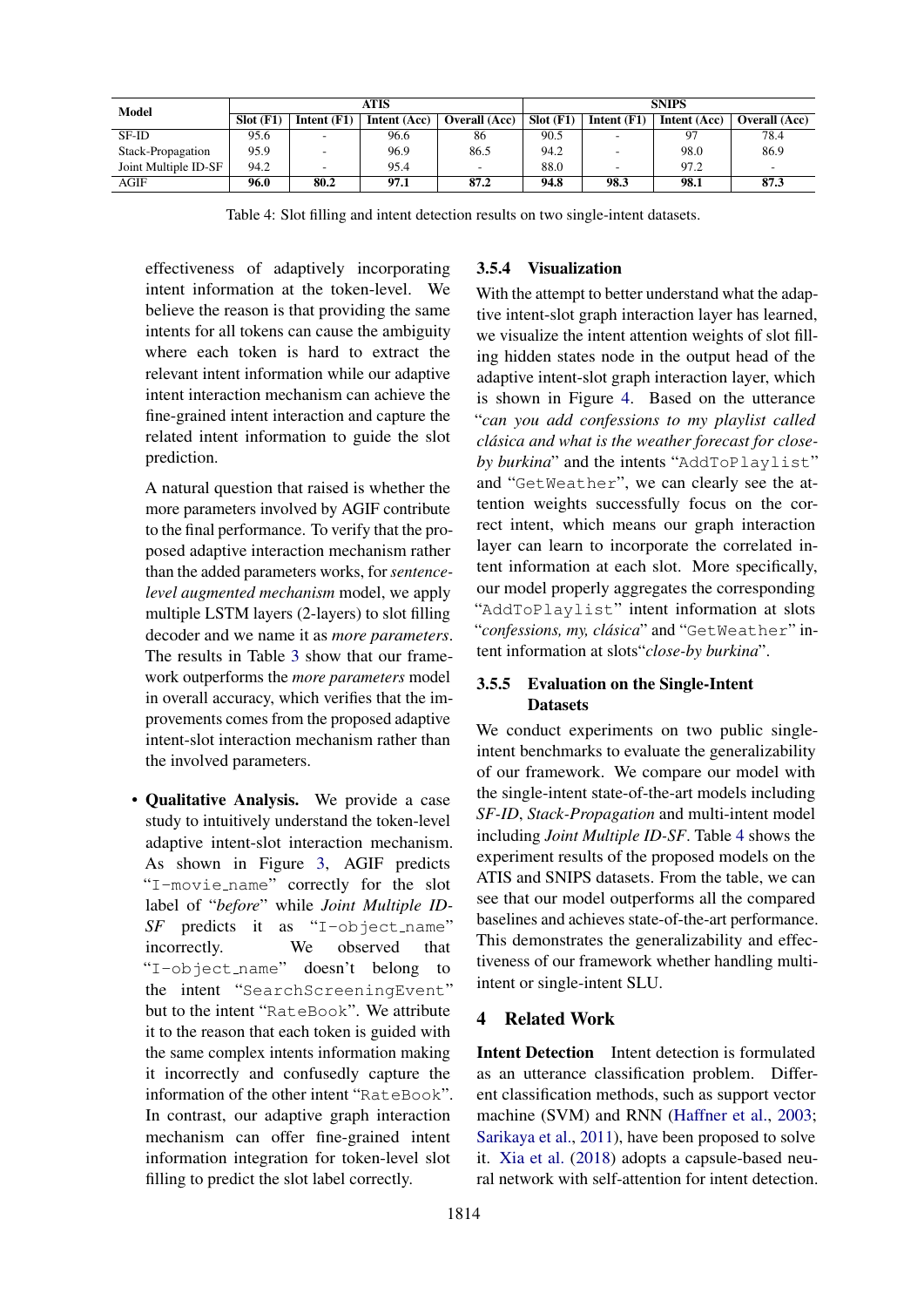| Model | ATIS | | | | SNIPS | | | |
|---|---|---|---|---|---|---|---|---|
| | Slot (F1) | Intent (F1) | Intent (Acc) | Overall (Acc) | Slot (F1) | Intent (F1) | Intent (Acc) | Overall (Acc) |
| SF-ID | 95.6 | - | 96.6 | 86 | 90.5 | - | 97 | 78.4 |
| Stack-Propagation | 95.9 | - | 96.9 | 86.5 | 94.2 | - | 98.0 | 86.9 |
| Joint Multiple ID-SF | 94.2 | - | 95.4 | - | 88.0 | - | 97.2 | - |
| AGIF | **96.0** | **80.2** | **97.1** | **87.2** | **94.8** | **98.3** | **98.1** | **87.3** |

Table 4: Slot filling and intent detection results on two single-intent datasets.

effectiveness of adaptively incorporating intent information at the token-level. We believe the reason is that providing the same intents for all tokens can cause the ambiguity where each token is hard to extract the relevant intent information while our adaptive intent interaction mechanism can achieve the fine-grained intent interaction and capture the related intent information to guide the slot prediction.

A natural question that raised is whether the more parameters involved by AGIF contribute to the final performance. To verify that the proposed adaptive interaction mechanism rather than the added parameters works, for *sentence-level augmented mechanism* model, we apply multiple LSTM layers (2-layers) to slot filling decoder and we name it as *more parameters*. The results in Table 3 show that our framework outperforms the *more parameters* model in overall accuracy, which verifies that the improvements comes from the proposed adaptive intent-slot interaction mechanism rather than the involved parameters.

- **Qualitative Analysis.** We provide a case study to intuitively understand the token-level adaptive intent-slot interaction mechanism. As shown in Figure 3, AGIF predicts "I-movie_name" correctly for the slot label of "*before*" while *Joint Multiple ID-SF* predicts it as "I-object_name" incorrectly. We observed that "I-object_name" doesn't belong to the intent "SearchScreeningEvent" but to the intent "RateBook". We attribute it to the reason that each token is guided with the same complex intents information making it incorrectly and confusedly capture the information of the other intent "RateBook". In contrast, our adaptive graph interaction mechanism can offer fine-grained intent information integration for token-level slot filling to predict the slot label correctly.

### 3.5.4 Visualization

With the attempt to better understand what the adaptive intent-slot graph interaction layer has learned, we visualize the intent attention weights of slot filling hidden states node in the output head of the adaptive intent-slot graph interaction layer, which is shown in Figure 4. Based on the utterance "*can you add confessions to my playlist called clásica and what is the weather forecast for close-by burkina*" and the intents "AddToPlaylist" and "GetWeather", we can clearly see the attention weights successfully focus on the correct intent, which means our graph interaction layer can learn to incorporate the correlated intent information at each slot. More specifically, our model properly aggregates the corresponding "AddToPlaylist" intent information at slots "*confessions, my, clásica*" and "GetWeather" intent information at slots"*close-by burkina*".

### 3.5.5 Evaluation on the Single-Intent Datasets

We conduct experiments on two public single-intent benchmarks to evaluate the generalizability of our framework. We compare our model with the single-intent state-of-the-art models including *SF-ID*, *Stack-Propagation* and multi-intent model including *Joint Multiple ID-SF*. Table 4 shows the experiment results of the proposed models on the ATIS and SNIPS datasets. From the table, we can see that our model outperforms all the compared baselines and achieves state-of-the-art performance. This demonstrates the generalizability and effectiveness of our framework whether handling multi-intent or single-intent SLU.

## 4 Related Work

**Intent Detection** Intent detection is formulated as an utterance classification problem. Different classification methods, such as support vector machine (SVM) and RNN (Haffner et al., 2003; Sarikaya et al., 2011), have been proposed to solve it. Xia et al. (2018) adopts a capsule-based neural network with self-attention for intent detection.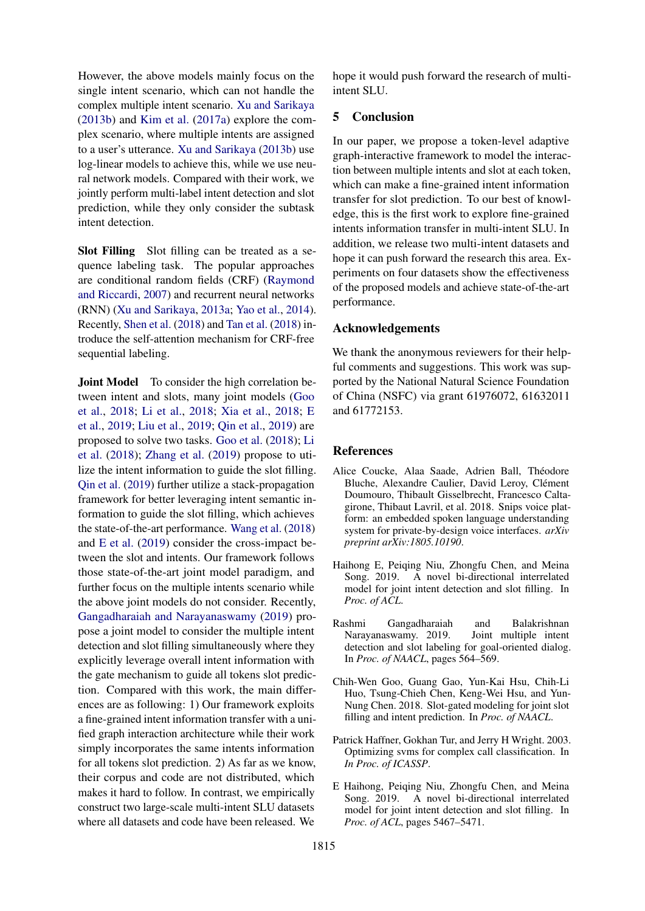However, the above models mainly focus on the single intent scenario, which can not handle the complex multiple intent scenario. Xu and Sarikaya (2013b) and Kim et al. (2017a) explore the complex scenario, where multiple intents are assigned to a user's utterance. Xu and Sarikaya (2013b) use log-linear models to achieve this, while we use neural network models. Compared with their work, we jointly perform multi-label intent detection and slot prediction, while they only consider the subtask intent detection.

**Slot Filling** Slot filling can be treated as a sequence labeling task. The popular approaches are conditional random fields (CRF) (Raymond and Riccardi, 2007) and recurrent neural networks (RNN) (Xu and Sarikaya, 2013a; Yao et al., 2014). Recently, Shen et al. (2018) and Tan et al. (2018) introduce the self-attention mechanism for CRF-free sequential labeling.

**Joint Model** To consider the high correlation between intent and slots, many joint models (Goo et al., 2018; Li et al., 2018; Xia et al., 2018; E et al., 2019; Liu et al., 2019; Qin et al., 2019) are proposed to solve two tasks. Goo et al. (2018); Li et al. (2018); Zhang et al. (2019) propose to utilize the intent information to guide the slot filling. Qin et al. (2019) further utilize a stack-propagation framework for better leveraging intent semantic information to guide the slot filling, which achieves the state-of-the-art performance. Wang et al. (2018) and E et al. (2019) consider the cross-impact between the slot and intents. Our framework follows those state-of-the-art joint model paradigm, and further focus on the multiple intents scenario while the above joint models do not consider. Recently, Gangadharaiah and Narayanaswamy (2019) propose a joint model to consider the multiple intent detection and slot filling simultaneously where they explicitly leverage overall intent information with the gate mechanism to guide all tokens slot prediction. Compared with this work, the main differences are as following: 1) Our framework exploits a fine-grained intent information transfer with a unified graph interaction architecture while their work simply incorporates the same intents information for all tokens slot prediction. 2) As far as we know, their corpus and code are not distributed, which makes it hard to follow. In contrast, we empirically construct two large-scale multi-intent SLU datasets where all datasets and code have been released. We hope it would push forward the research of multi-intent SLU.

## 5 Conclusion

In our paper, we propose a token-level adaptive graph-interactive framework to model the interaction between multiple intents and slot at each token, which can make a fine-grained intent information transfer for slot prediction. To our best of knowledge, this is the first work to explore fine-grained intents information transfer in multi-intent SLU. In addition, we release two multi-intent datasets and hope it can push forward the research this area. Experiments on four datasets show the effectiveness of the proposed models and achieve state-of-the-art performance.

## Acknowledgements

We thank the anonymous reviewers for their helpful comments and suggestions. This work was supported by the National Natural Science Foundation of China (NSFC) via grant 61976072, 61632011 and 61772153.

## References

Alice Coucke, Alaa Saade, Adrien Ball, Théodore Bluche, Alexandre Caulier, David Leroy, Clément Doumouro, Thibault Gisselbrecht, Francesco Caltagirone, Thibaut Lavril, et al. 2018. Snips voice platform: an embedded spoken language understanding system for private-by-design voice interfaces. *arXiv preprint arXiv:1805.10190*.

Haihong E, Peiqing Niu, Zhongfu Chen, and Meina Song. 2019. A novel bi-directional interrelated model for joint intent detection and slot filling. In *Proc. of ACL*.

Rashmi Gangadharaiah and Balakrishnan Narayanaswamy. 2019. Joint multiple intent detection and slot labeling for goal-oriented dialog. In *Proc. of NAACL*, pages 564–569.

Chih-Wen Goo, Guang Gao, Yun-Kai Hsu, Chih-Li Huo, Tsung-Chieh Chen, Keng-Wei Hsu, and Yun-Nung Chen. 2018. Slot-gated modeling for joint slot filling and intent prediction. In *Proc. of NAACL*.

Patrick Haffner, Gokhan Tur, and Jerry H Wright. 2003. Optimizing svms for complex call classification. In *In Proc. of ICASSP*.

E Haihong, Peiqing Niu, Zhongfu Chen, and Meina Song. 2019. A novel bi-directional interrelated model for joint intent detection and slot filling. In *Proc. of ACL*, pages 5467–5471.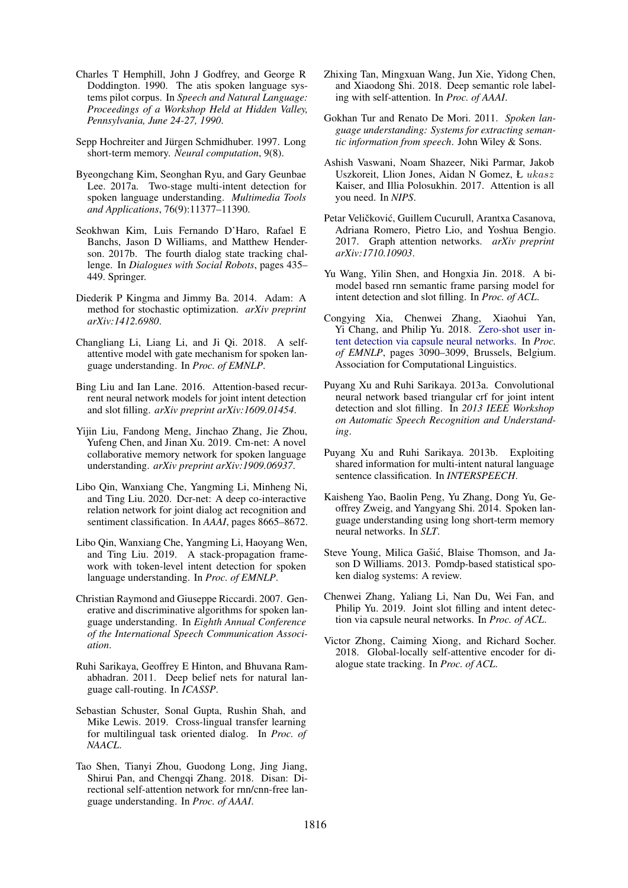Charles T Hemphill, John J Godfrey, and George R Doddington. 1990. The atis spoken language systems pilot corpus. In *Speech and Natural Language: Proceedings of a Workshop Held at Hidden Valley, Pennsylvania, June 24-27, 1990*.

Sepp Hochreiter and Jürgen Schmidhuber. 1997. Long short-term memory. *Neural computation*, 9(8).

Byeongchang Kim, Seonghan Ryu, and Gary Geunbae Lee. 2017a. Two-stage multi-intent detection for spoken language understanding. *Multimedia Tools and Applications*, 76(9):11377–11390.

Seokhwan Kim, Luis Fernando D'Haro, Rafael E Banchs, Jason D Williams, and Matthew Henderson. 2017b. The fourth dialog state tracking challenge. In *Dialogues with Social Robots*, pages 435–449. Springer.

Diederik P Kingma and Jimmy Ba. 2014. Adam: A method for stochastic optimization. *arXiv preprint arXiv:1412.6980*.

Changliang Li, Liang Li, and Ji Qi. 2018. A self-attentive model with gate mechanism for spoken language understanding. In *Proc. of EMNLP*.

Bing Liu and Ian Lane. 2016. Attention-based recurrent neural network models for joint intent detection and slot filling. *arXiv preprint arXiv:1609.01454*.

Yijin Liu, Fandong Meng, Jinchao Zhang, Jie Zhou, Yufeng Chen, and Jinan Xu. 2019. Cm-net: A novel collaborative memory network for spoken language understanding. *arXiv preprint arXiv:1909.06937*.

Libo Qin, Wanxiang Che, Yangming Li, Minheng Ni, and Ting Liu. 2020. Dcr-net: A deep co-interactive relation network for joint dialog act recognition and sentiment classification. In *AAAI*, pages 8665–8672.

Libo Qin, Wanxiang Che, Yangming Li, Haoyang Wen, and Ting Liu. 2019. A stack-propagation framework with token-level intent detection for spoken language understanding. In *Proc. of EMNLP*.

Christian Raymond and Giuseppe Riccardi. 2007. Generative and discriminative algorithms for spoken language understanding. In *Eighth Annual Conference of the International Speech Communication Association*.

Ruhi Sarikaya, Geoffrey E Hinton, and Bhuvana Ramabhadran. 2011. Deep belief nets for natural language call-routing. In *ICASSP*.

Sebastian Schuster, Sonal Gupta, Rushin Shah, and Mike Lewis. 2019. Cross-lingual transfer learning for multilingual task oriented dialog. In *Proc. of NAACL*.

Tao Shen, Tianyi Zhou, Guodong Long, Jing Jiang, Shirui Pan, and Chengqi Zhang. 2018. Disan: Directional self-attention network for rnn/cnn-free language understanding. In *Proc. of AAAI*.

Zhixing Tan, Mingxuan Wang, Jun Xie, Yidong Chen, and Xiaodong Shi. 2018. Deep semantic role labeling with self-attention. In *Proc. of AAAI*.

Gokhan Tur and Renato De Mori. 2011. *Spoken language understanding: Systems for extracting semantic information from speech*. John Wiley & Sons.

Ashish Vaswani, Noam Shazeer, Niki Parmar, Jakob Uszkoreit, Llion Jones, Aidan N Gomez, Ł *ukasz* Kaiser, and Illia Polosukhin. 2017. Attention is all you need. In *NIPS*.

Petar Veličković, Guillem Cucurull, Arantxa Casanova, Adriana Romero, Pietro Lio, and Yoshua Bengio. 2017. Graph attention networks. *arXiv preprint arXiv:1710.10903*.

Yu Wang, Yilin Shen, and Hongxia Jin. 2018. A bi-model based rnn semantic frame parsing model for intent detection and slot filling. In *Proc. of ACL*.

Congying Xia, Chenwei Zhang, Xiaohui Yan, Yi Chang, and Philip Yu. 2018. Zero-shot user intent detection via capsule neural networks. In *Proc. of EMNLP*, pages 3090–3099, Brussels, Belgium. Association for Computational Linguistics.

Puyang Xu and Ruhi Sarikaya. 2013a. Convolutional neural network based triangular crf for joint intent detection and slot filling. In *2013 IEEE Workshop on Automatic Speech Recognition and Understanding*.

Puyang Xu and Ruhi Sarikaya. 2013b. Exploiting shared information for multi-intent natural language sentence classification. In *INTERSPEECH*.

Kaisheng Yao, Baolin Peng, Yu Zhang, Dong Yu, Geoffrey Zweig, and Yangyang Shi. 2014. Spoken language understanding using long short-term memory neural networks. In *SLT*.

Steve Young, Milica Gašić, Blaise Thomson, and Jason D Williams. 2013. Pomdp-based statistical spoken dialog systems: A review.

Chenwei Zhang, Yaliang Li, Nan Du, Wei Fan, and Philip Yu. 2019. Joint slot filling and intent detection via capsule neural networks. In *Proc. of ACL*.

Victor Zhong, Caiming Xiong, and Richard Socher. 2018. Global-locally self-attentive encoder for dialogue state tracking. In *Proc. of ACL*.